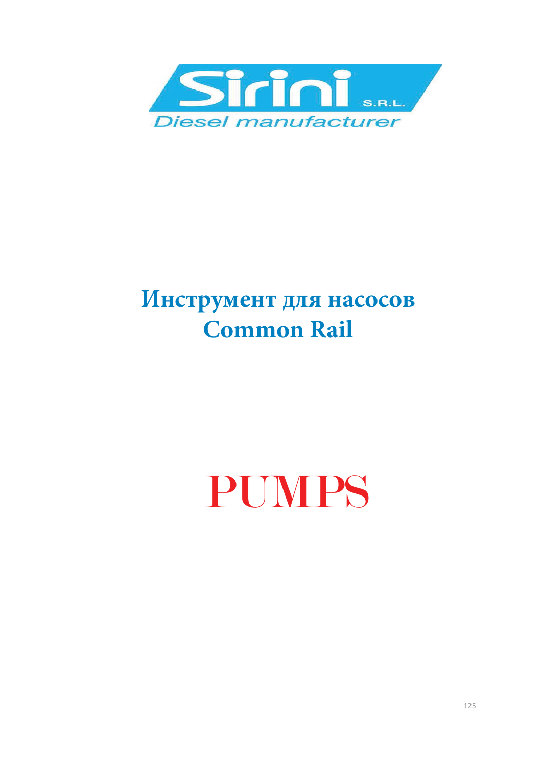Sirini S.R.L.

Diesel manufacturer

# Инструмент для насосов Common Rail

# PUMPS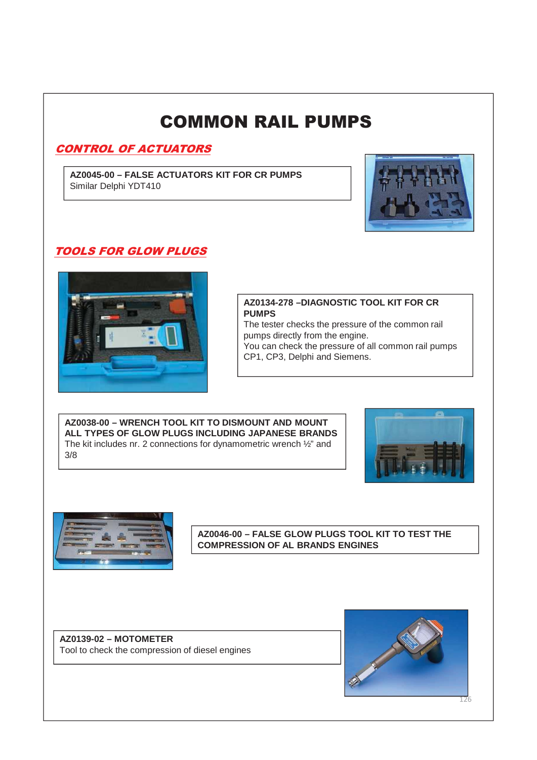# COMMON RAIL PUMPS

## *CONTROL OF ACTUATORS*

**AZ0045-00 – FALSE ACTUATORS KIT FOR CR PUMPS**
Similar Delphi YDT410

## *TOOLS FOR GLOW PLUGS*

**AZ0134-278 –DIAGNOSTIC TOOL KIT FOR CR PUMPS**
The tester checks the pressure of the common rail pumps directly from the engine.
You can check the pressure of all common rail pumps CP1, CP3, Delphi and Siemens.

**AZ0038-00 – WRENCH TOOL KIT TO DISMOUNT AND MOUNT ALL TYPES OF GLOW PLUGS INCLUDING JAPANESE BRANDS**
The kit includes nr. 2 connections for dynamometric wrench ½" and 3/8

**AZ0046-00 – FALSE GLOW PLUGS TOOL KIT TO TEST THE COMPRESSION OF AL BRANDS ENGINES**

**AZ0139-02 – MOTOMETER**
Tool to check the compression of diesel engines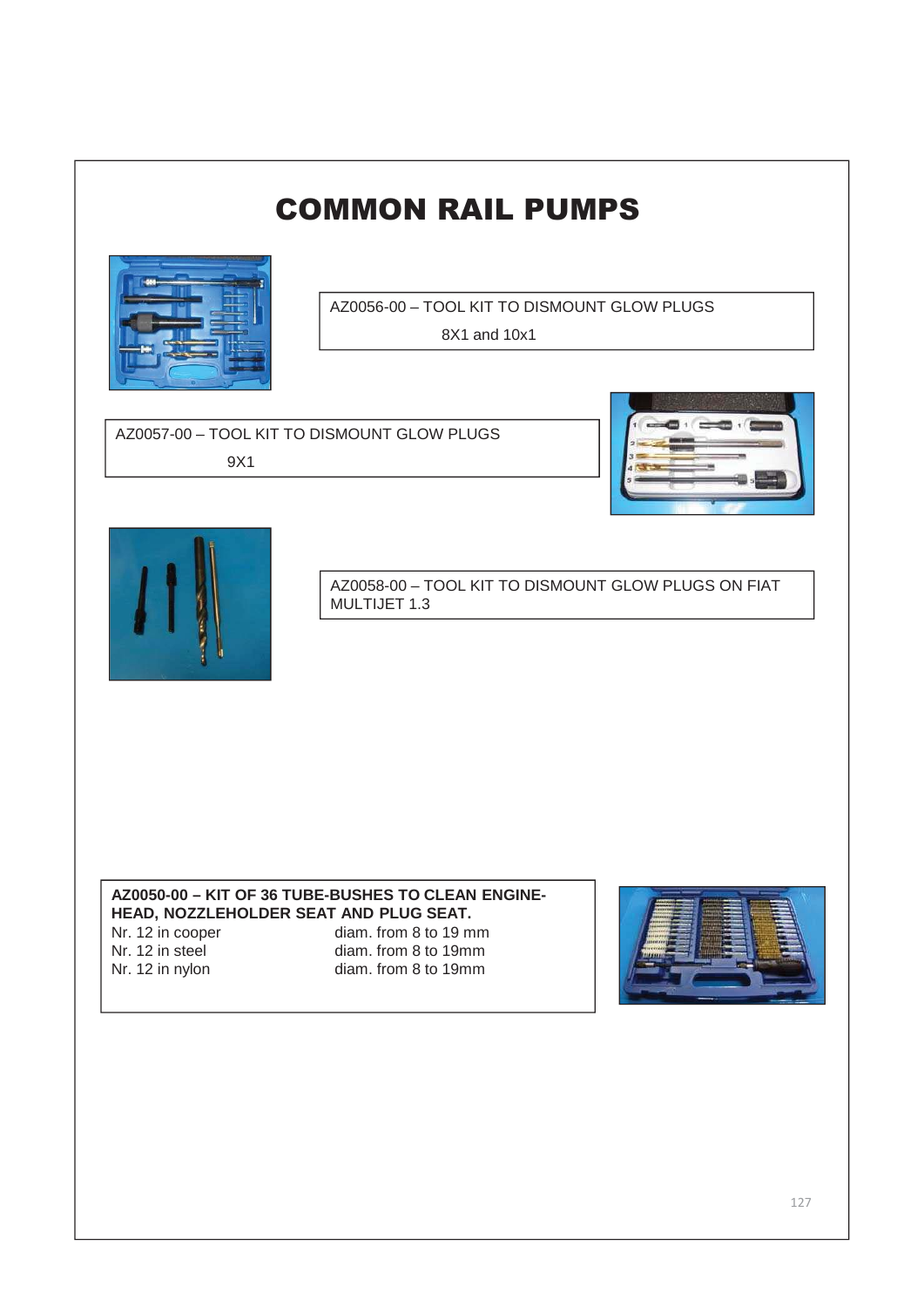# COMMON RAIL PUMPS

AZ0056-00 – TOOL KIT TO DISMOUNT GLOW PLUGS 8X1 and 10x1

AZ0057-00 – TOOL KIT TO DISMOUNT GLOW PLUGS 9X1

AZ0058-00 – TOOL KIT TO DISMOUNT GLOW PLUGS ON FIAT MULTIJET 1.3

**AZ0050-00 – KIT OF 36 TUBE-BUSHES TO CLEAN ENGINE-HEAD, NOZZLEHOLDER SEAT AND PLUG SEAT.**

| | |
|---|---|
| Nr. 12 in cooper | diam. from 8 to 19 mm |
| Nr. 12 in steel | diam. from 8 to 19mm |
| Nr. 12 in nylon | diam. from 8 to 19mm |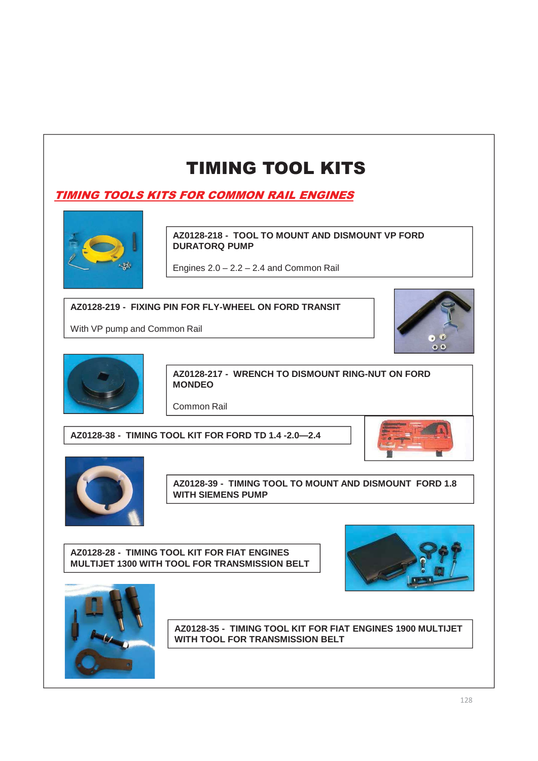# TIMING TOOL KITS

## *TIMING TOOLS KITS FOR COMMON RAIL ENGINES*

**AZ0128-218 - TOOL TO MOUNT AND DISMOUNT VP FORD DURATORQ PUMP**

Engines 2.0 – 2.2 – 2.4 and Common Rail

**AZ0128-219 - FIXING PIN FOR FLY-WHEEL ON FORD TRANSIT**

With VP pump and Common Rail

**AZ0128-217 - WRENCH TO DISMOUNT RING-NUT ON FORD MONDEO**

Common Rail

**AZ0128-38 - TIMING TOOL KIT FOR FORD TD 1.4 -2.0—2.4**

**AZ0128-39 - TIMING TOOL TO MOUNT AND DISMOUNT FORD 1.8 WITH SIEMENS PUMP**

**AZ0128-28 - TIMING TOOL KIT FOR FIAT ENGINES MULTIJET 1300 WITH TOOL FOR TRANSMISSION BELT**

**AZ0128-35 - TIMING TOOL KIT FOR FIAT ENGINES 1900 MULTIJET WITH TOOL FOR TRANSMISSION BELT**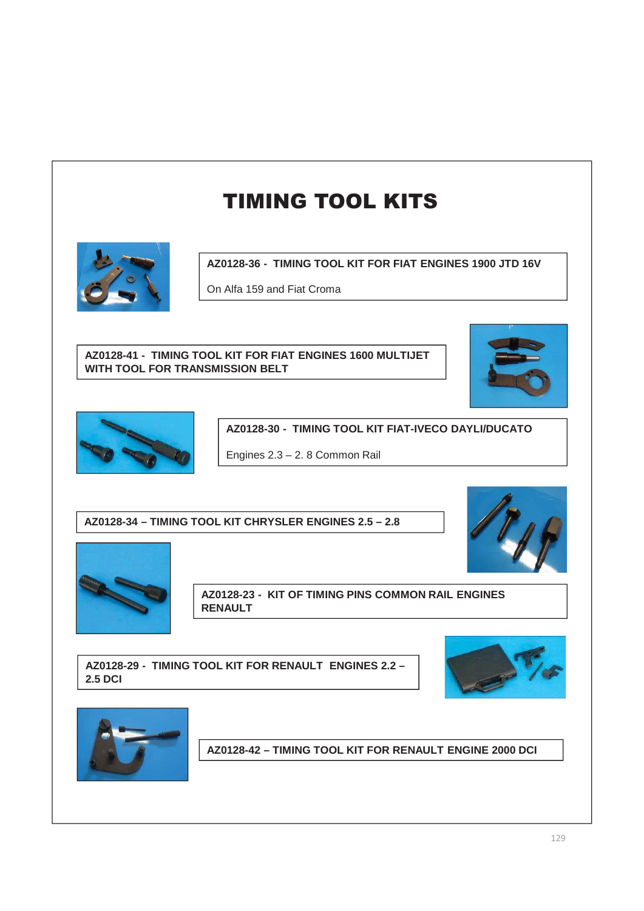# TIMING TOOL KITS

**AZ0128-36 - TIMING TOOL KIT FOR FIAT ENGINES 1900 JTD 16V**

On Alfa 159 and Fiat Croma

**AZ0128-41 - TIMING TOOL KIT FOR FIAT ENGINES 1600 MULTIJET WITH TOOL FOR TRANSMISSION BELT**

**AZ0128-30 - TIMING TOOL KIT FIAT-IVECO DAYLI/DUCATO**

Engines 2.3 – 2. 8 Common Rail

**AZ0128-34 – TIMING TOOL KIT CHRYSLER ENGINES 2.5 – 2.8**

**AZ0128-23 - KIT OF TIMING PINS COMMON RAIL ENGINES RENAULT**

**AZ0128-29 - TIMING TOOL KIT FOR RENAULT ENGINES 2.2 – 2.5 DCI**

**AZ0128-42 – TIMING TOOL KIT FOR RENAULT ENGINE 2000 DCI**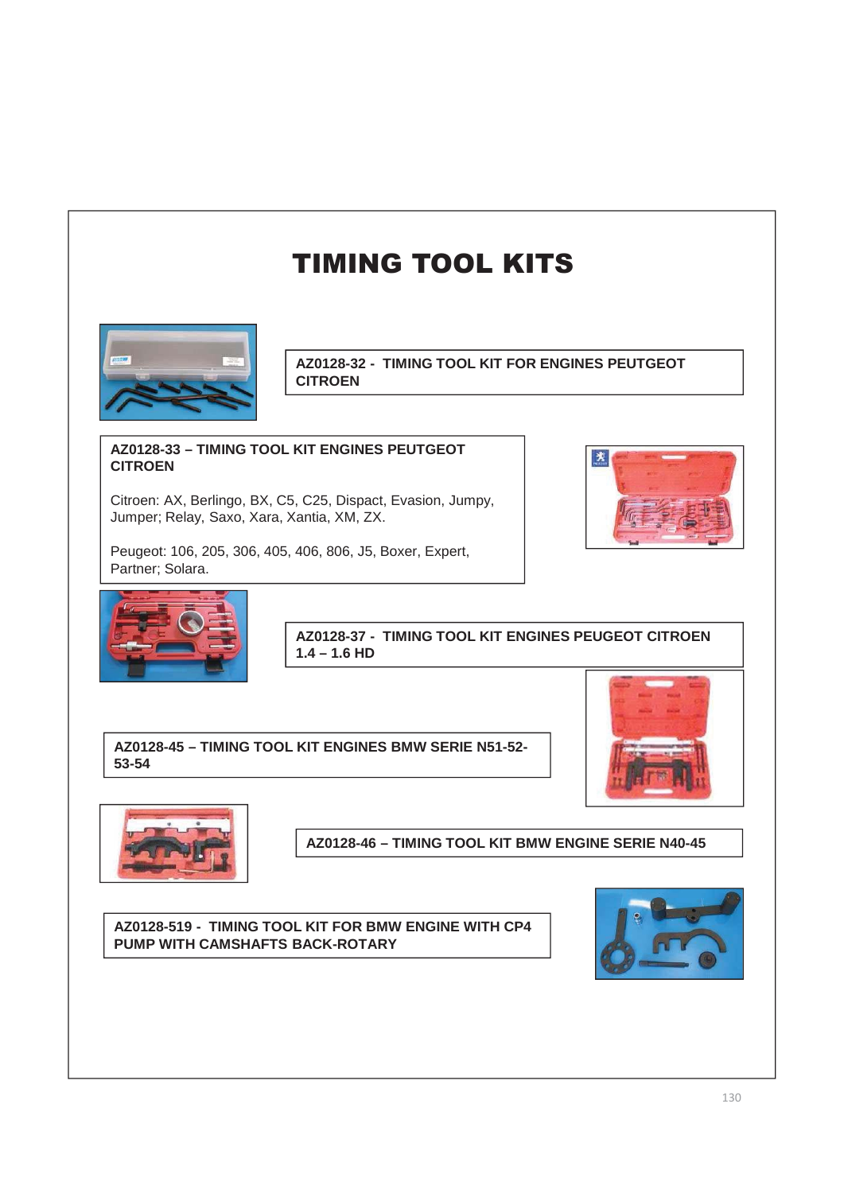# TIMING TOOL KITS

**AZ0128-32 - TIMING TOOL KIT FOR ENGINES PEUTGEOT CITROEN**

**AZ0128-33 – TIMING TOOL KIT ENGINES PEUTGEOT CITROEN**

Citroen: AX, Berlingo, BX, C5, C25, Dispact, Evasion, Jumpy, Jumper; Relay, Saxo, Xara, Xantia, XM, ZX.

Peugeot: 106, 205, 306, 405, 406, 806, J5, Boxer, Expert, Partner; Solara.

**AZ0128-37 - TIMING TOOL KIT ENGINES PEUGEOT CITROEN 1.4 – 1.6 HD**

**AZ0128-45 – TIMING TOOL KIT ENGINES BMW SERIE N51-52-53-54**

**AZ0128-46 – TIMING TOOL KIT BMW ENGINE SERIE N40-45**

**AZ0128-519 - TIMING TOOL KIT FOR BMW ENGINE WITH CP4 PUMP WITH CAMSHAFTS BACK-ROTARY**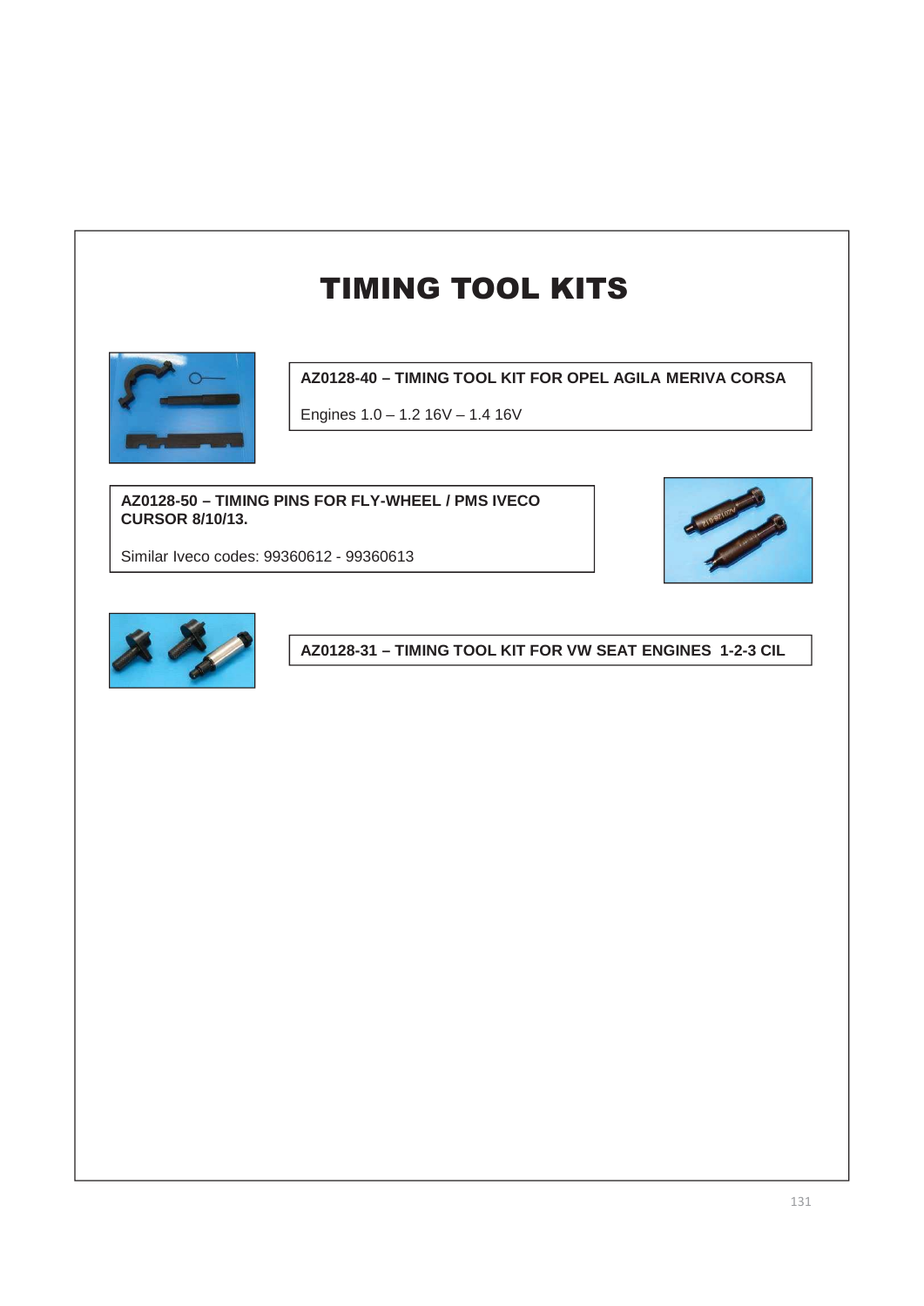# TIMING TOOL KITS

**AZ0128-40 – TIMING TOOL KIT FOR OPEL AGILA MERIVA CORSA**

Engines 1.0 – 1.2 16V – 1.4 16V

**AZ0128-50 – TIMING PINS FOR FLY-WHEEL / PMS IVECO CURSOR 8/10/13.**

Similar Iveco codes: 99360612 - 99360613

**AZ0128-31 – TIMING TOOL KIT FOR VW SEAT ENGINES 1-2-3 CIL**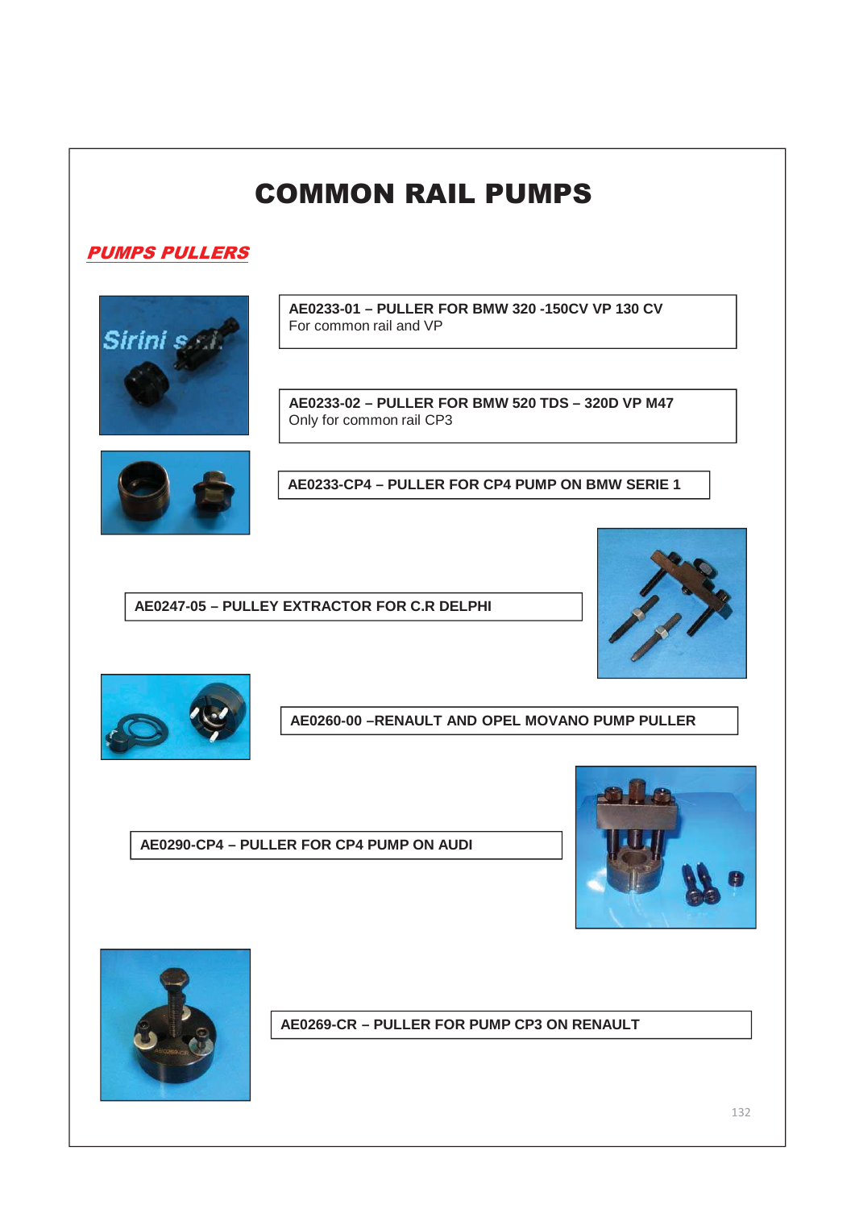# COMMON RAIL PUMPS

## *PUMPS PULLERS*

**AE0233-01 – PULLER FOR BMW 320 -150CV VP 130 CV**
For common rail and VP

**AE0233-02 – PULLER FOR BMW 520 TDS – 320D VP M47**
Only for common rail CP3

**AE0233-CP4 – PULLER FOR CP4 PUMP ON BMW SERIE 1**

**AE0247-05 – PULLEY EXTRACTOR FOR C.R DELPHI**

**AE0260-00 –RENAULT AND OPEL MOVANO PUMP PULLER**

**AE0290-CP4 – PULLER FOR CP4 PUMP ON AUDI**

**AE0269-CR – PULLER FOR PUMP CP3 ON RENAULT**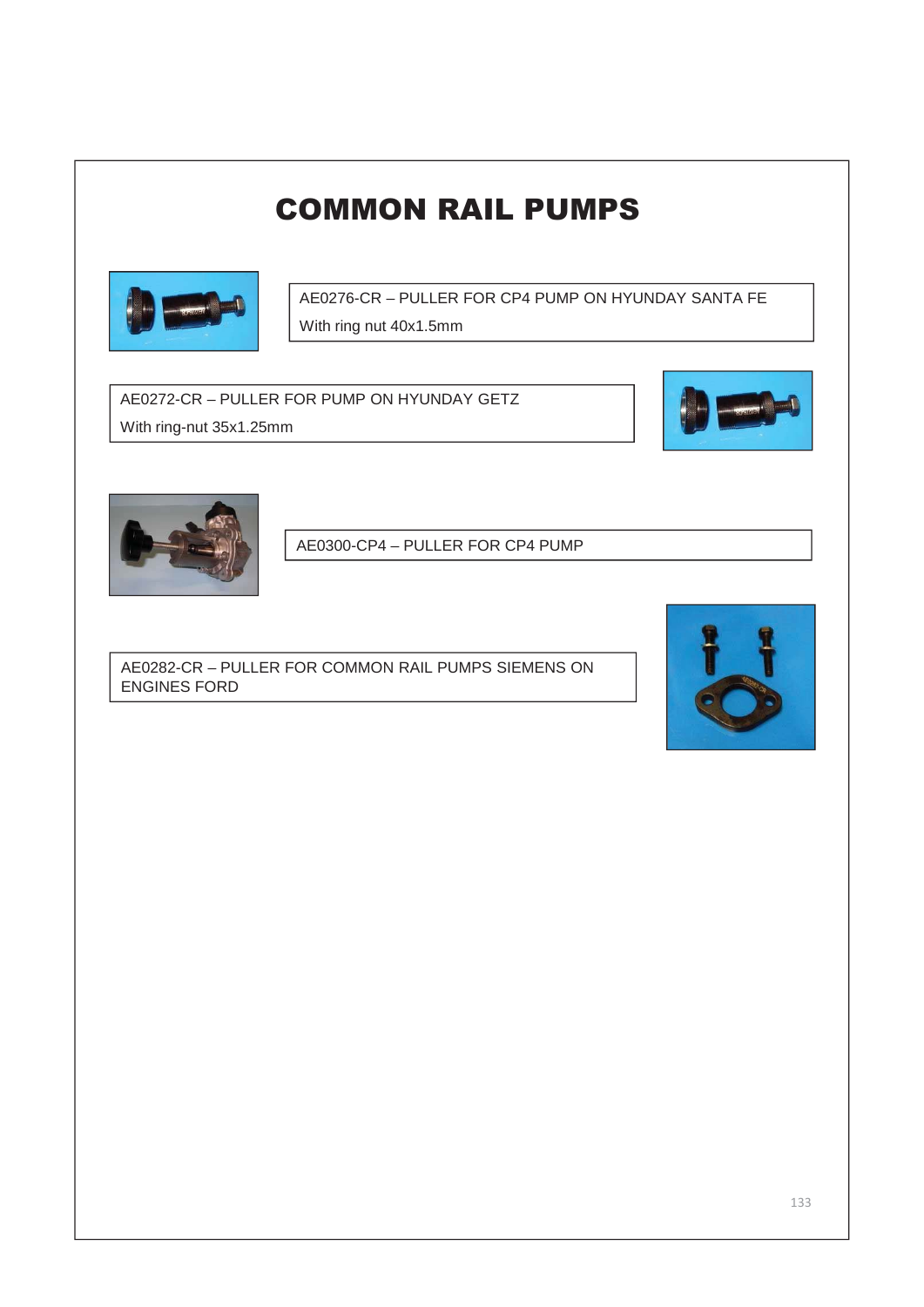# COMMON RAIL PUMPS

AE0276-CR – PULLER FOR CP4 PUMP ON HYUNDAY SANTA FE

With ring nut 40x1.5mm

AE0272-CR – PULLER FOR PUMP ON HYUNDAY GETZ

With ring-nut 35x1.25mm

AE0300-CP4 – PULLER FOR CP4 PUMP

AE0282-CR – PULLER FOR COMMON RAIL PUMPS SIEMENS ON ENGINES FORD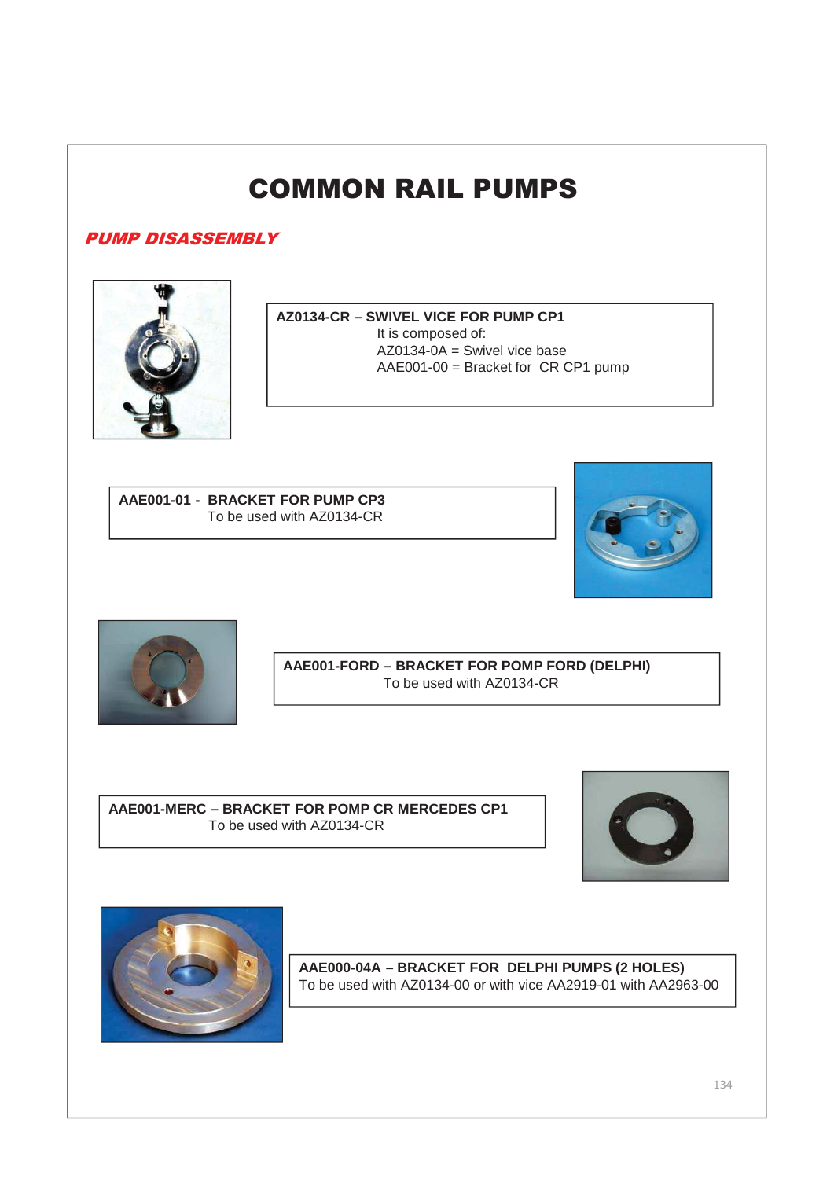# COMMON RAIL PUMPS

## *PUMP DISASSEMBLY*

**AZ0134-CR – SWIVEL VICE FOR PUMP CP1**
It is composed of:
AZ0134-0A = Swivel vice base
AAE001-00 = Bracket for CR CP1 pump

**AAE001-01 - BRACKET FOR PUMP CP3**
To be used with AZ0134-CR

**AAE001-FORD – BRACKET FOR POMP FORD (DELPHI)**
To be used with AZ0134-CR

**AAE001-MERC – BRACKET FOR POMP CR MERCEDES CP1**
To be used with AZ0134-CR

**AAE000-04A – BRACKET FOR DELPHI PUMPS (2 HOLES)**
To be used with AZ0134-00 or with vice AA2919-01 with AA2963-00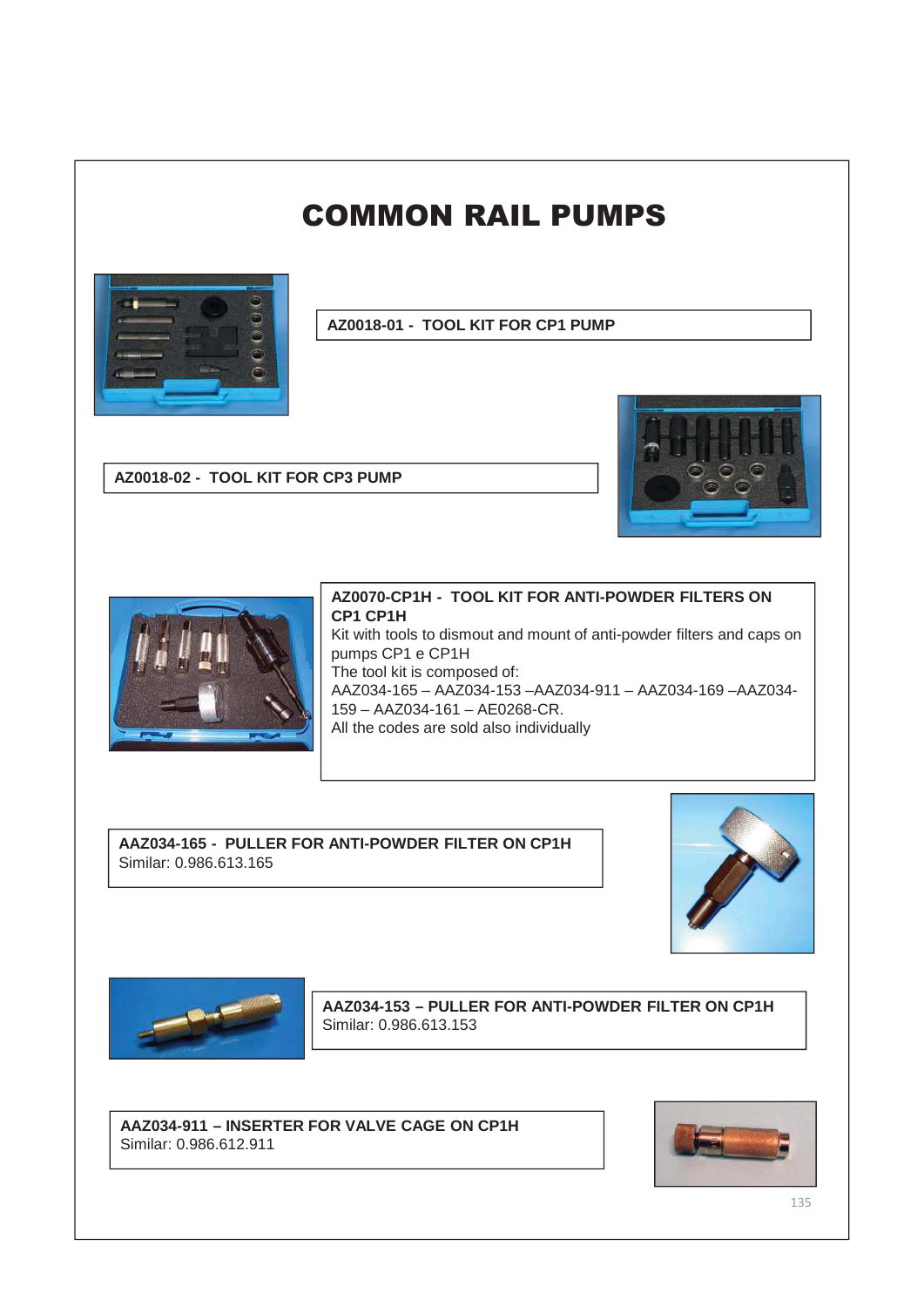# COMMON RAIL PUMPS

**AZ0018-01 - TOOL KIT FOR CP1 PUMP**

**AZ0018-02 - TOOL KIT FOR CP3 PUMP**

**AZ0070-CP1H - TOOL KIT FOR ANTI-POWDER FILTERS ON CP1 CP1H**
Kit with tools to dismout and mount of anti-powder filters and caps on pumps CP1 e CP1H
The tool kit is composed of:
AAZ034-165 – AAZ034-153 –AAZ034-911 – AAZ034-169 –AAZ034-159 – AAZ034-161 – AE0268-CR.
All the codes are sold also individually

**AAZ034-165 - PULLER FOR ANTI-POWDER FILTER ON CP1H**
Similar: 0.986.613.165

**AAZ034-153 – PULLER FOR ANTI-POWDER FILTER ON CP1H**
Similar: 0.986.613.153

**AAZ034-911 – INSERTER FOR VALVE CAGE ON CP1H**
Similar: 0.986.612.911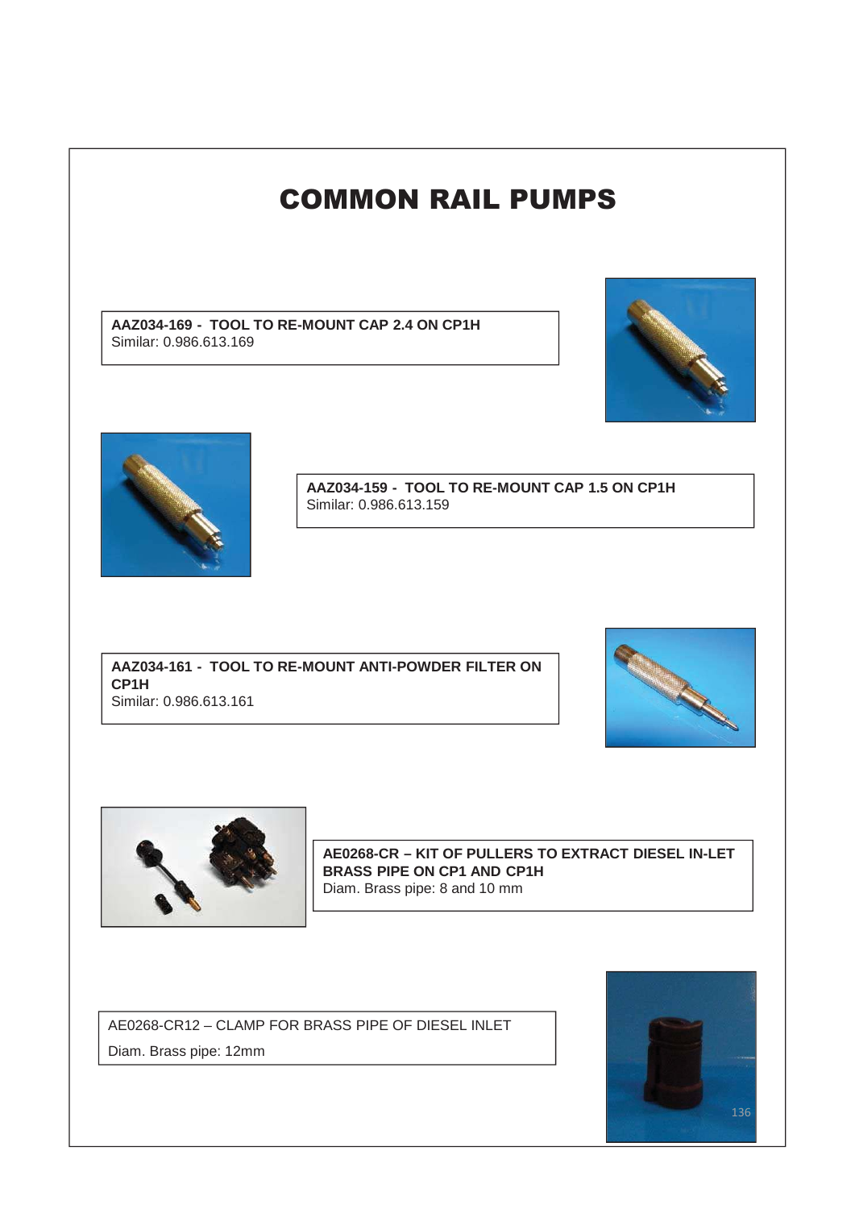# COMMON RAIL PUMPS

**AAZ034-169 - TOOL TO RE-MOUNT CAP 2.4 ON CP1H**
Similar: 0.986.613.169

**AAZ034-159 - TOOL TO RE-MOUNT CAP 1.5 ON CP1H**
Similar: 0.986.613.159

**AAZ034-161 - TOOL TO RE-MOUNT ANTI-POWDER FILTER ON CP1H**
Similar: 0.986.613.161

**AE0268-CR – KIT OF PULLERS TO EXTRACT DIESEL IN-LET BRASS PIPE ON CP1 AND CP1H**
Diam. Brass pipe: 8 and 10 mm

AE0268-CR12 – CLAMP FOR BRASS PIPE OF DIESEL INLET

Diam. Brass pipe: 12mm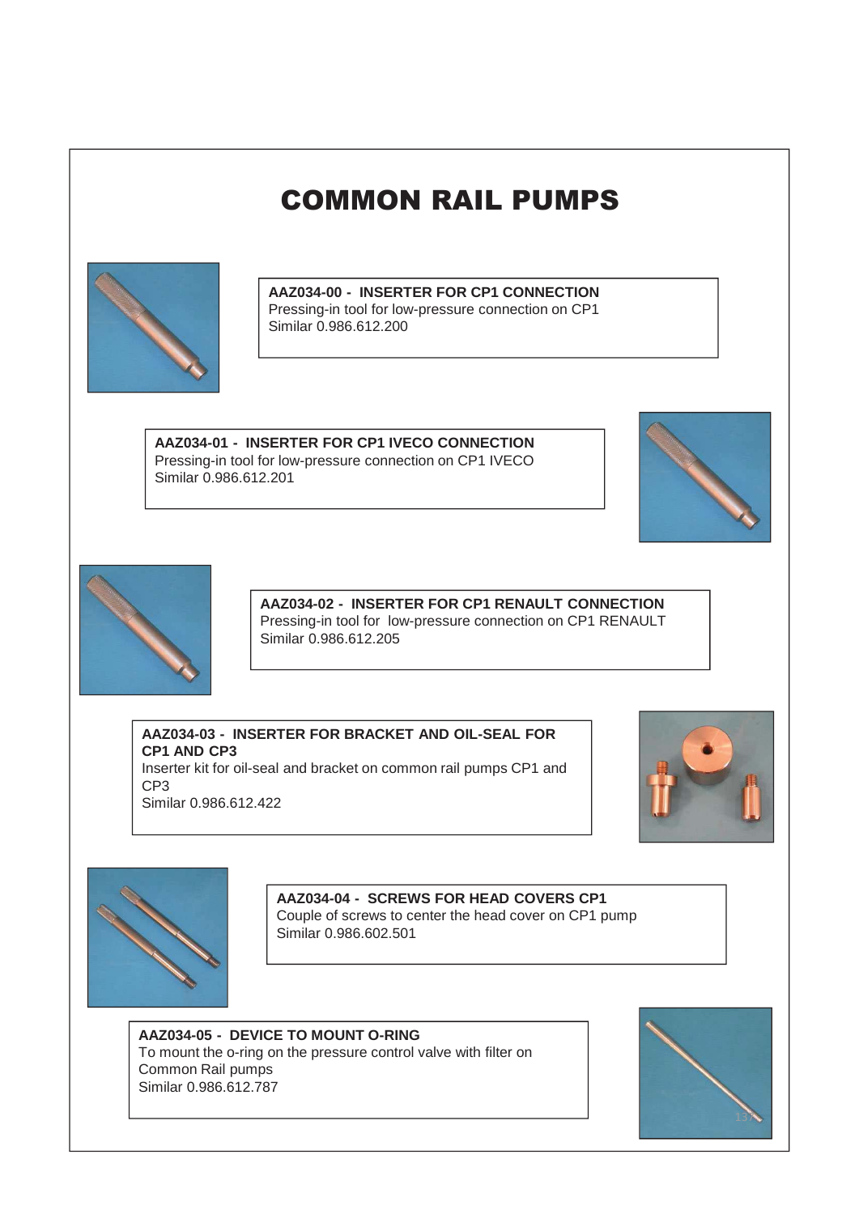# COMMON RAIL PUMPS

**AAZ034-00 - INSERTER FOR CP1 CONNECTION**
Pressing-in tool for low-pressure connection on CP1
Similar 0.986.612.200

**AAZ034-01 - INSERTER FOR CP1 IVECO CONNECTION**
Pressing-in tool for low-pressure connection on CP1 IVECO
Similar 0.986.612.201

**AAZ034-02 - INSERTER FOR CP1 RENAULT CONNECTION**
Pressing-in tool for low-pressure connection on CP1 RENAULT
Similar 0.986.612.205

**AAZ034-03 - INSERTER FOR BRACKET AND OIL-SEAL FOR CP1 AND CP3**
Inserter kit for oil-seal and bracket on common rail pumps CP1 and CP3
Similar 0.986.612.422

**AAZ034-04 - SCREWS FOR HEAD COVERS CP1**
Couple of screws to center the head cover on CP1 pump
Similar 0.986.602.501

**AAZ034-05 - DEVICE TO MOUNT O-RING**
To mount the o-ring on the pressure control valve with filter on Common Rail pumps
Similar 0.986.612.787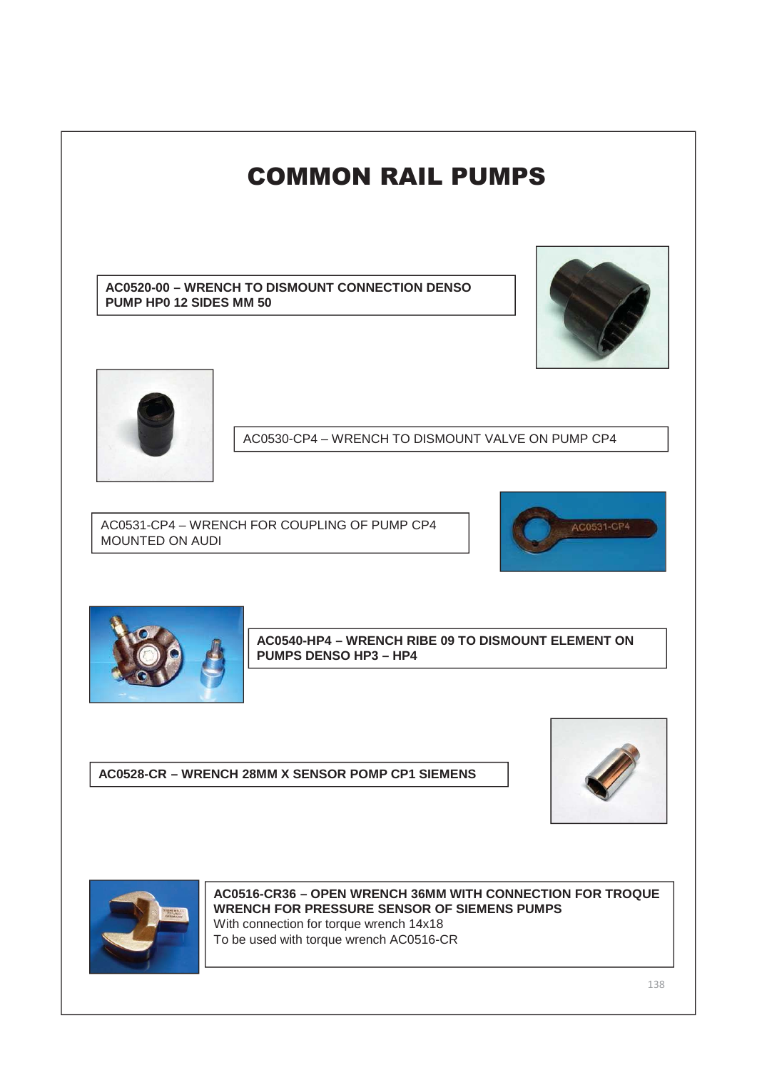# COMMON RAIL PUMPS

**AC0520-00 – WRENCH TO DISMOUNT CONNECTION DENSO PUMP HP0 12 SIDES MM 50**

AC0530-CP4 – WRENCH TO DISMOUNT VALVE ON PUMP CP4

AC0531-CP4 – WRENCH FOR COUPLING OF PUMP CP4 MOUNTED ON AUDI

**AC0540-HP4 – WRENCH RIBE 09 TO DISMOUNT ELEMENT ON PUMPS DENSO HP3 – HP4**

**AC0528-CR – WRENCH 28MM X SENSOR POMP CP1 SIEMENS**

**AC0516-CR36 – OPEN WRENCH 36MM WITH CONNECTION FOR TROQUE WRENCH FOR PRESSURE SENSOR OF SIEMENS PUMPS**
With connection for torque wrench 14x18
To be used with torque wrench AC0516-CR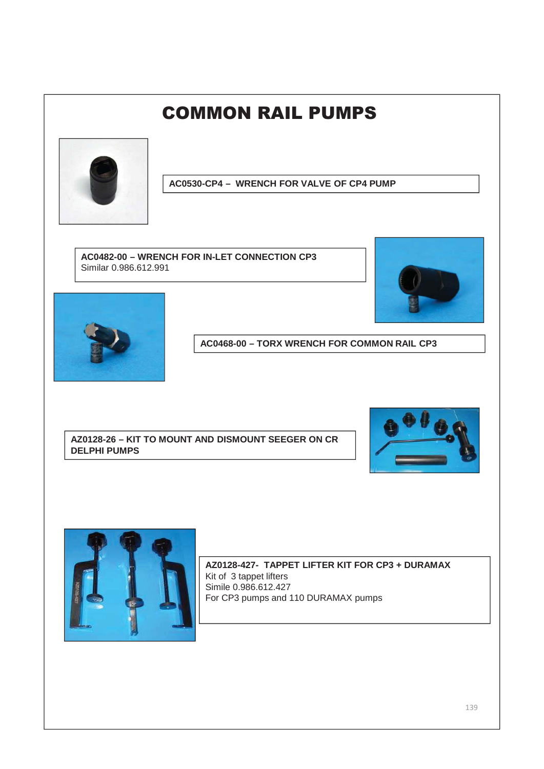# COMMON RAIL PUMPS

**AC0530-CP4 – WRENCH FOR VALVE OF CP4 PUMP**

**AC0482-00 – WRENCH FOR IN-LET CONNECTION CP3**
Similar 0.986.612.991

**AC0468-00 – TORX WRENCH FOR COMMON RAIL CP3**

**AZ0128-26 – KIT TO MOUNT AND DISMOUNT SEEGER ON CR DELPHI PUMPS**

**AZ0128-427- TAPPET LIFTER KIT FOR CP3 + DURAMAX**
Kit of 3 tappet lifters
Simile 0.986.612.427
For CP3 pumps and 110 DURAMAX pumps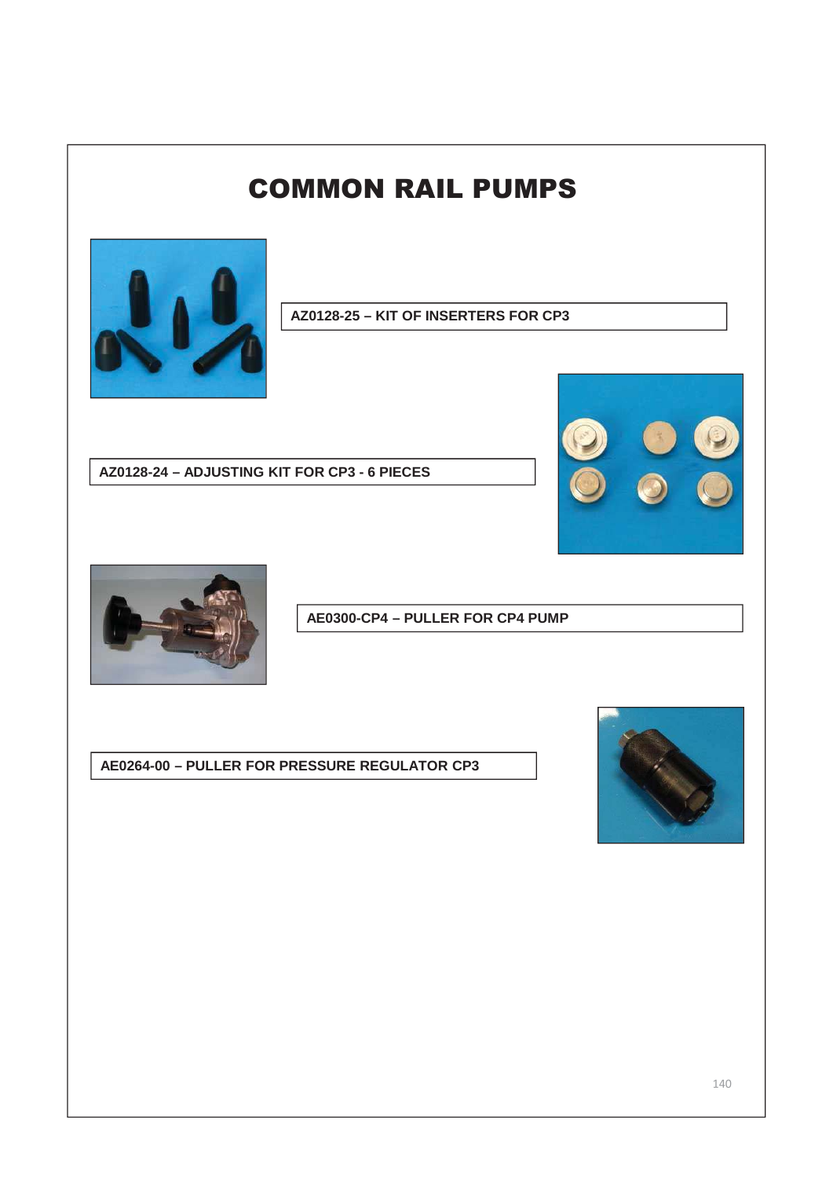# COMMON RAIL PUMPS

**AZ0128-25 – KIT OF INSERTERS FOR CP3**

**AZ0128-24 – ADJUSTING KIT FOR CP3 - 6 PIECES**

**AE0300-CP4 – PULLER FOR CP4 PUMP**

**AE0264-00 – PULLER FOR PRESSURE REGULATOR CP3**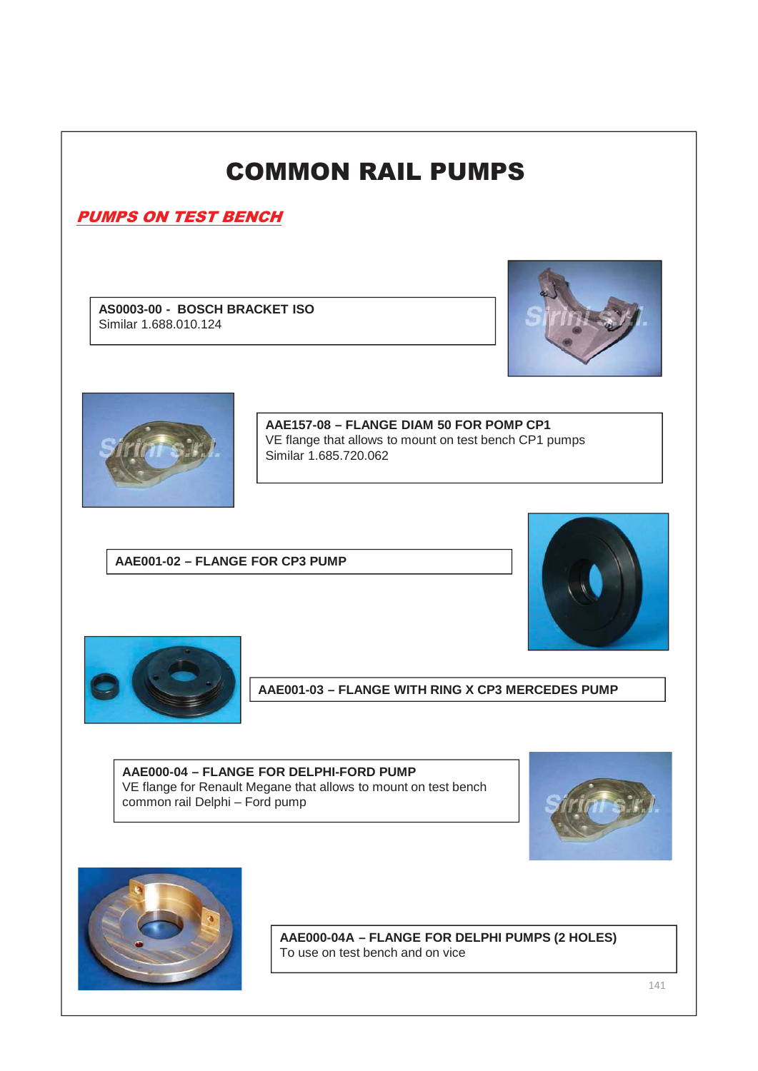# COMMON RAIL PUMPS

## *PUMPS ON TEST BENCH*

**AS0003-00 - BOSCH BRACKET ISO**
Similar 1.688.010.124

**AAE157-08 – FLANGE DIAM 50 FOR POMP CP1**
VE flange that allows to mount on test bench CP1 pumps
Similar 1.685.720.062

**AAE001-02 – FLANGE FOR CP3 PUMP**

**AAE001-03 – FLANGE WITH RING X CP3 MERCEDES PUMP**

**AAE000-04 – FLANGE FOR DELPHI-FORD PUMP**
VE flange for Renault Megane that allows to mount on test bench common rail Delphi – Ford pump

**AAE000-04A – FLANGE FOR DELPHI PUMPS (2 HOLES)**
To use on test bench and on vice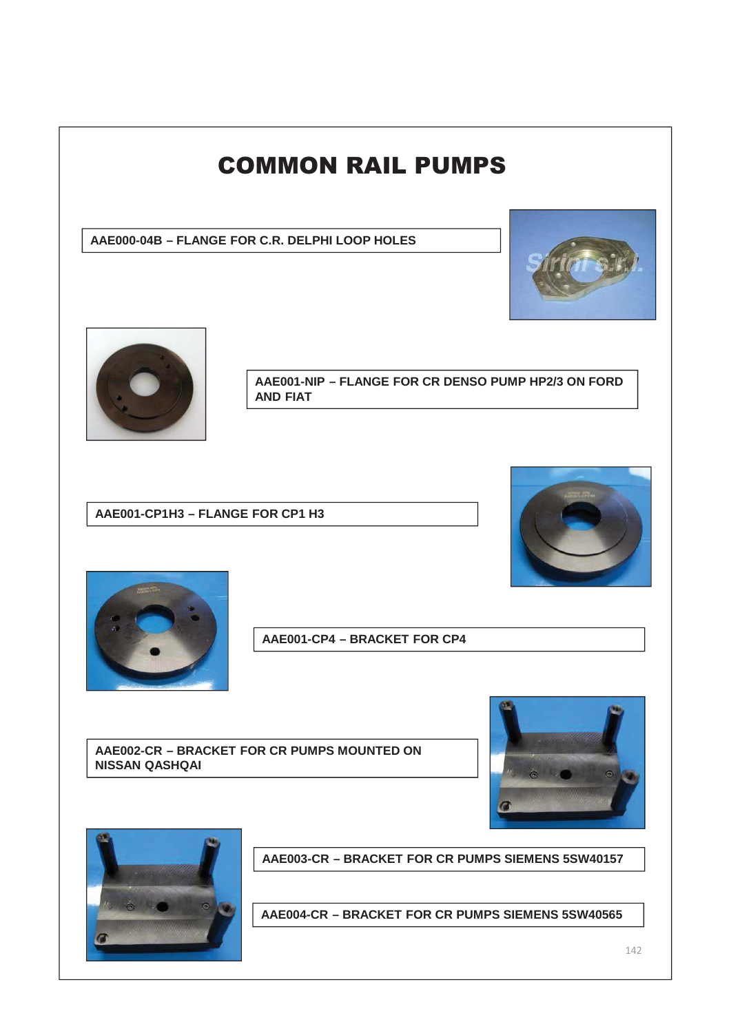# COMMON RAIL PUMPS

**AAE000-04B – FLANGE FOR C.R. DELPHI LOOP HOLES**

**AAE001-NIP – FLANGE FOR CR DENSO PUMP HP2/3 ON FORD AND FIAT**

**AAE001-CP1H3 – FLANGE FOR CP1 H3**

**AAE001-CP4 – BRACKET FOR CP4**

**AAE002-CR – BRACKET FOR CR PUMPS MOUNTED ON NISSAN QASHQAI**

**AAE003-CR – BRACKET FOR CR PUMPS SIEMENS 5SW40157**

**AAE004-CR – BRACKET FOR CR PUMPS SIEMENS 5SW40565**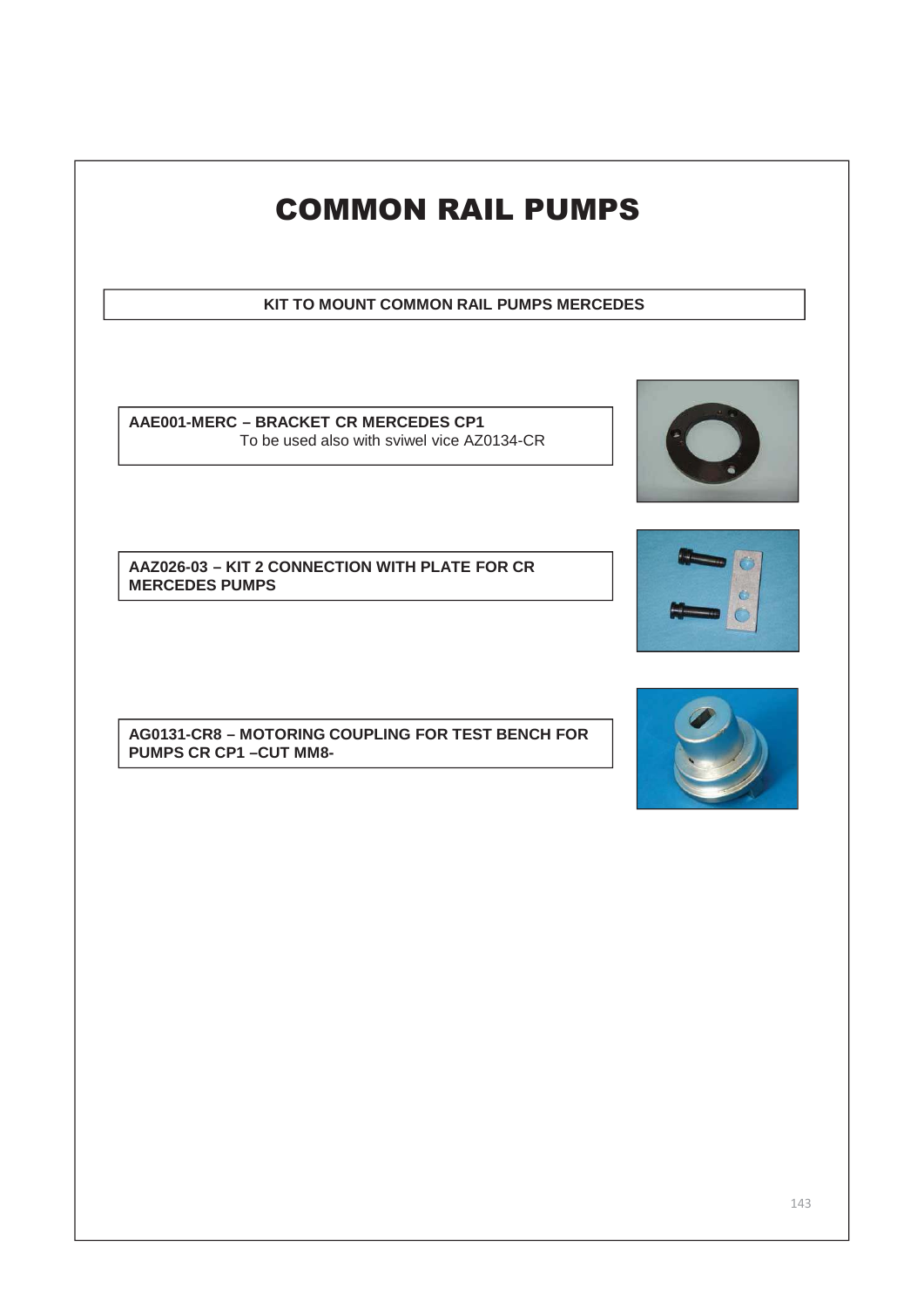# COMMON RAIL PUMPS

**KIT TO MOUNT COMMON RAIL PUMPS MERCEDES**

**AAE001-MERC – BRACKET CR MERCEDES CP1**
To be used also with sviwel vice AZ0134-CR

**AAZ026-03 – KIT 2 CONNECTION WITH PLATE FOR CR MERCEDES PUMPS**

**AG0131-CR8 – MOTORING COUPLING FOR TEST BENCH FOR PUMPS CR CP1 –CUT MM8-**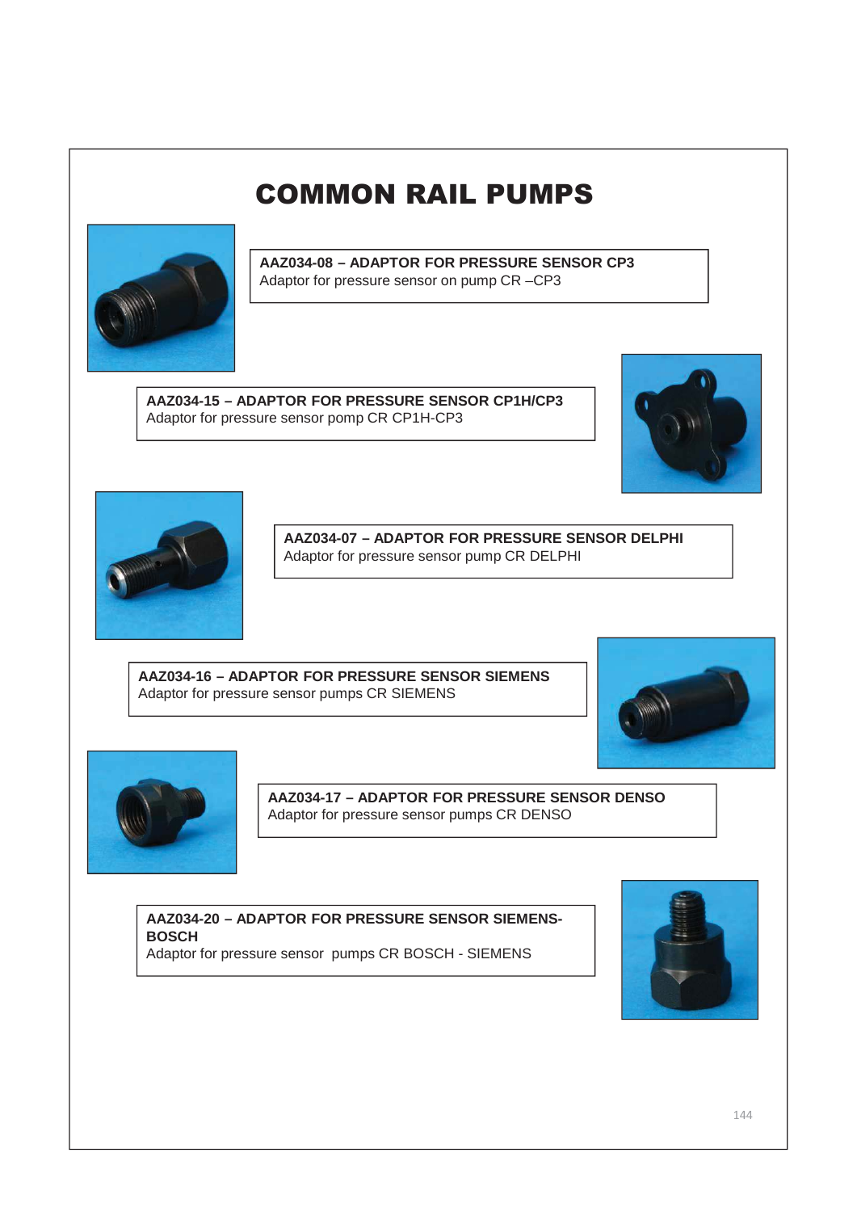# COMMON RAIL PUMPS

**AAZ034-08 – ADAPTOR FOR PRESSURE SENSOR CP3**
Adaptor for pressure sensor on pump CR –CP3

**AAZ034-15 – ADAPTOR FOR PRESSURE SENSOR CP1H/CP3**
Adaptor for pressure sensor pomp CR CP1H-CP3

**AAZ034-07 – ADAPTOR FOR PRESSURE SENSOR DELPHI**
Adaptor for pressure sensor pump CR DELPHI

**AAZ034-16 – ADAPTOR FOR PRESSURE SENSOR SIEMENS**
Adaptor for pressure sensor pumps CR SIEMENS

**AAZ034-17 – ADAPTOR FOR PRESSURE SENSOR DENSO**
Adaptor for pressure sensor pumps CR DENSO

**AAZ034-20 – ADAPTOR FOR PRESSURE SENSOR SIEMENS-BOSCH**
Adaptor for pressure sensor pumps CR BOSCH - SIEMENS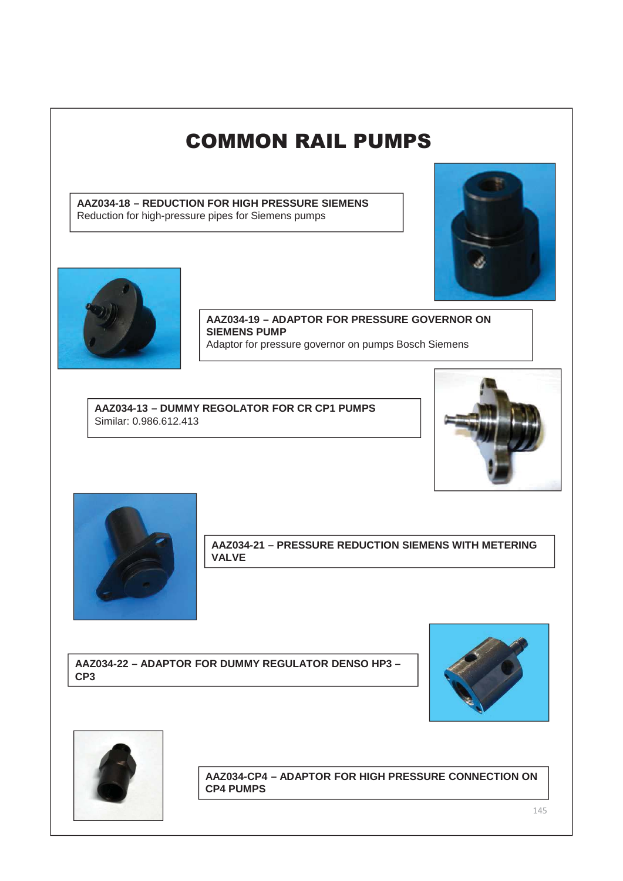# COMMON RAIL PUMPS

**AAZ034-18 – REDUCTION FOR HIGH PRESSURE SIEMENS**
Reduction for high-pressure pipes for Siemens pumps

**AAZ034-19 – ADAPTOR FOR PRESSURE GOVERNOR ON SIEMENS PUMP**
Adaptor for pressure governor on pumps Bosch Siemens

**AAZ034-13 – DUMMY REGOLATOR FOR CR CP1 PUMPS**
Similar: 0.986.612.413

**AAZ034-21 – PRESSURE REDUCTION SIEMENS WITH METERING VALVE**

**AAZ034-22 – ADAPTOR FOR DUMMY REGULATOR DENSO HP3 – CP3**

**AAZ034-CP4 – ADAPTOR FOR HIGH PRESSURE CONNECTION ON CP4 PUMPS**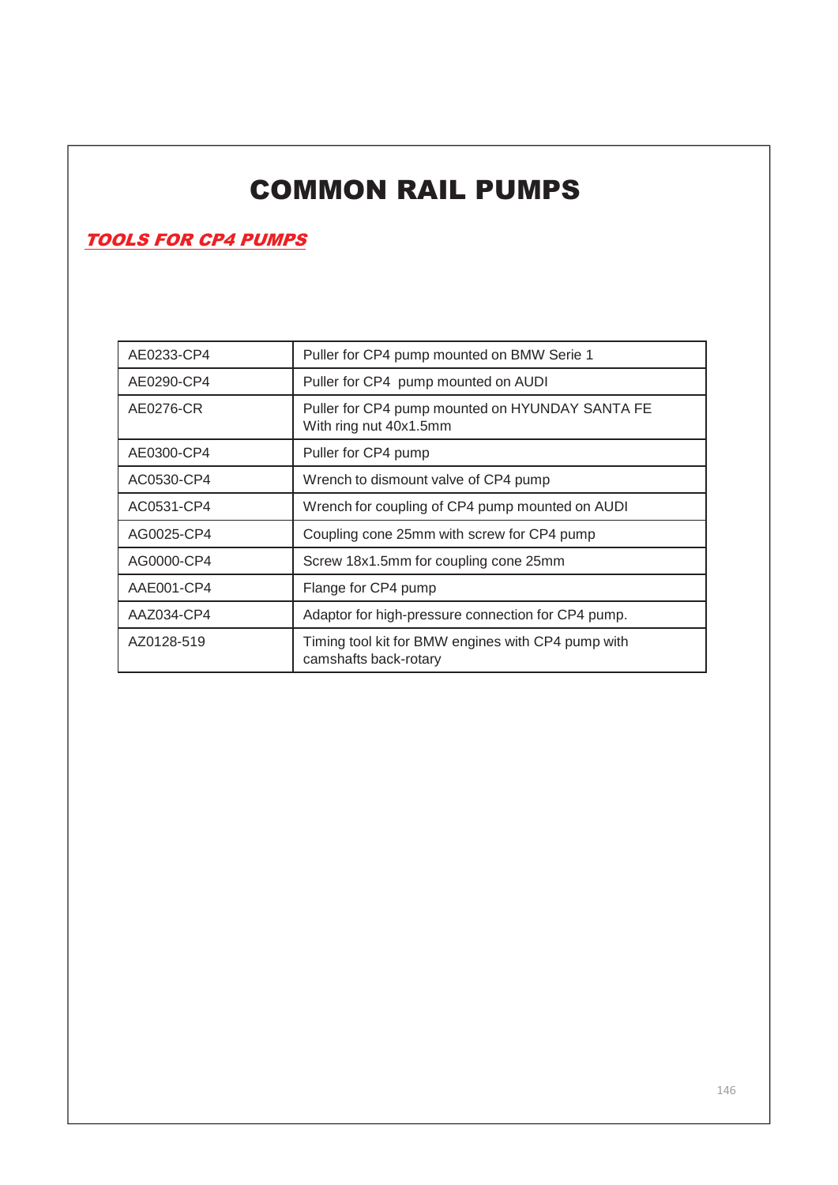# COMMON RAIL PUMPS

## *TOOLS FOR CP4 PUMPS*

| | |
|---|---|
| AE0233-CP4 | Puller for CP4 pump mounted on BMW Serie 1 |
| AE0290-CP4 | Puller for CP4 pump mounted on AUDI |
| AE0276-CR | Puller for CP4 pump mounted on HYUNDAY SANTA FE With ring nut 40x1.5mm |
| AE0300-CP4 | Puller for CP4 pump |
| AC0530-CP4 | Wrench to dismount valve of CP4 pump |
| AC0531-CP4 | Wrench for coupling of CP4 pump mounted on AUDI |
| AG0025-CP4 | Coupling cone 25mm with screw for CP4 pump |
| AG0000-CP4 | Screw 18x1.5mm for coupling cone 25mm |
| AAE001-CP4 | Flange for CP4 pump |
| AAZ034-CP4 | Adaptor for high-pressure connection for CP4 pump. |
| AZ0128-519 | Timing tool kit for BMW engines with CP4 pump with camshafts back-rotary |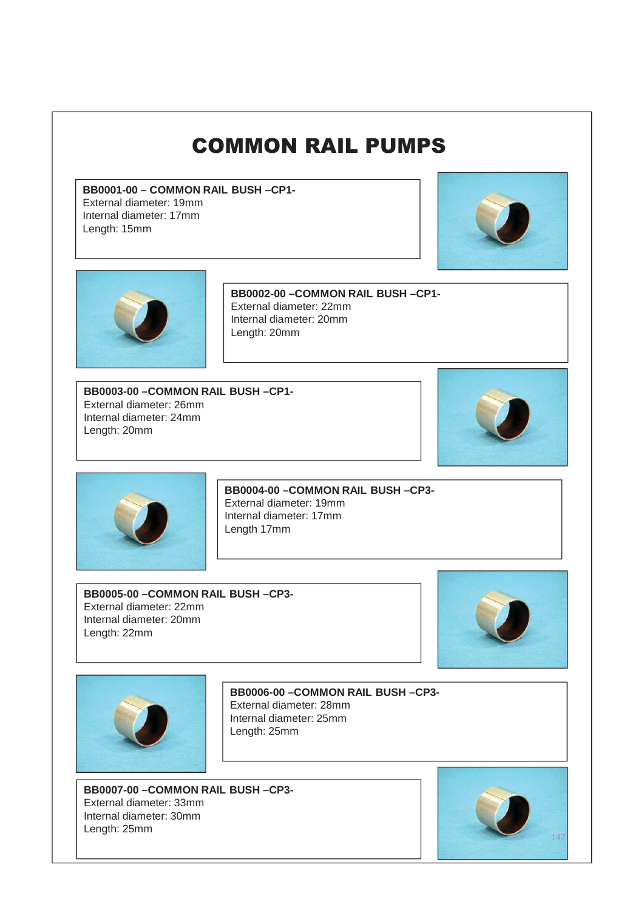# COMMON RAIL PUMPS

**BB0001-00 – COMMON RAIL BUSH –CP1-**
External diameter: 19mm
Internal diameter: 17mm
Length: 15mm

**BB0002-00 –COMMON RAIL BUSH –CP1-**
External diameter: 22mm
Internal diameter: 20mm
Length: 20mm

**BB0003-00 –COMMON RAIL BUSH –CP1-**
External diameter: 26mm
Internal diameter: 24mm
Length: 20mm

**BB0004-00 –COMMON RAIL BUSH –CP3-**
External diameter: 19mm
Internal diameter: 17mm
Length 17mm

**BB0005-00 –COMMON RAIL BUSH –CP3-**
External diameter: 22mm
Internal diameter: 20mm
Length: 22mm

**BB0006-00 –COMMON RAIL BUSH –CP3-**
External diameter: 28mm
Internal diameter: 25mm
Length: 25mm

**BB0007-00 –COMMON RAIL BUSH –CP3-**
External diameter: 33mm
Internal diameter: 30mm
Length: 25mm